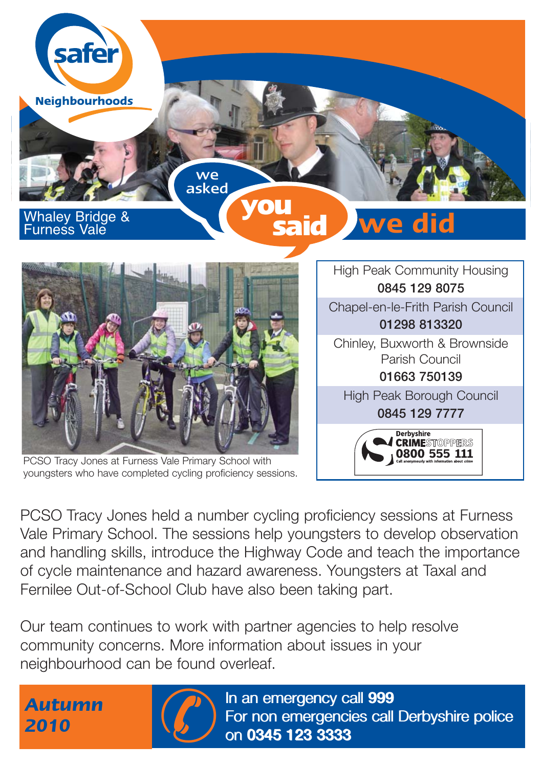safer Neighbourhoods

# Whaley Bridge & Furness Vale

## we asked you said we did

PCSO Tracy Jones at Furness Vale Primary School with youngsters who have completed cycling proficiency sessions.

| |
|---|
| High Peak Community Housing **0845 129 8075** |
| Chapel-en-le-Frith Parish Council **01298 813320** |
| Chinley, Buxworth & Brownside Parish Council **01663 750139** |
| High Peak Borough Council **0845 129 7777** |
| Derbyshire CRIMESTOPPERS **0800 555 111** Call anonymously with information about crime |

PCSO Tracy Jones held a number cycling proficiency sessions at Furness Vale Primary School. The sessions help youngsters to develop observation and handling skills, introduce the Highway Code and teach the importance of cycle maintenance and hazard awareness. Youngsters at Taxal and Fernilee Out-of-School Club have also been taking part.

Our team continues to work with partner agencies to help resolve community concerns. More information about issues in your neighbourhood can be found overleaf.

***Autumn 2010***

In an emergency call **999**
For non emergencies call Derbyshire police on **0345 123 3333**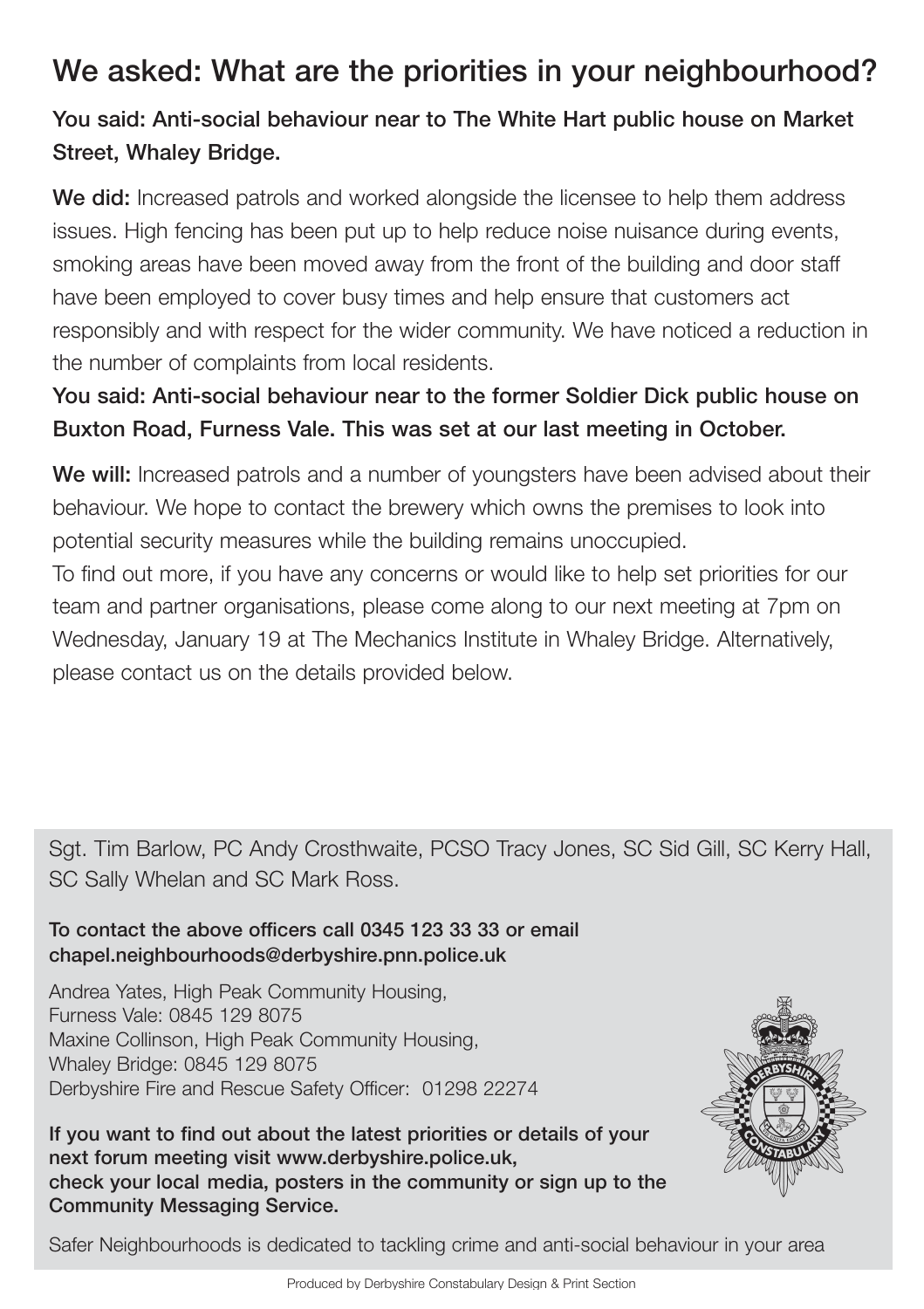## We asked: What are the priorities in your neighbourhood?

**You said: Anti-social behaviour near to The White Hart public house on Market Street, Whaley Bridge.**

**We did:** Increased patrols and worked alongside the licensee to help them address issues. High fencing has been put up to help reduce noise nuisance during events, smoking areas have been moved away from the front of the building and door staff have been employed to cover busy times and help ensure that customers act responsibly and with respect for the wider community. We have noticed a reduction in the number of complaints from local residents.

**You said: Anti-social behaviour near to the former Soldier Dick public house on Buxton Road, Furness Vale. This was set at our last meeting in October.**

**We will:** Increased patrols and a number of youngsters have been advised about their behaviour. We hope to contact the brewery which owns the premises to look into potential security measures while the building remains unoccupied.

To find out more, if you have any concerns or would like to help set priorities for our team and partner organisations, please come along to our next meeting at 7pm on Wednesday, January 19 at The Mechanics Institute in Whaley Bridge. Alternatively, please contact us on the details provided below.

Sgt. Tim Barlow, PC Andy Crosthwaite, PCSO Tracy Jones, SC Sid Gill, SC Kerry Hall, SC Sally Whelan and SC Mark Ross.

**To contact the above officers call 0345 123 33 33 or email chapel.neighbourhoods@derbyshire.pnn.police.uk**

Andrea Yates, High Peak Community Housing,
Furness Vale: 0845 129 8075
Maxine Collinson, High Peak Community Housing,
Whaley Bridge: 0845 129 8075
Derbyshire Fire and Rescue Safety Officer: 01298 22274

**If you want to find out about the latest priorities or details of your next forum meeting visit www.derbyshire.police.uk, check your local media, posters in the community or sign up to the Community Messaging Service.**

Safer Neighbourhoods is dedicated to tackling crime and anti-social behaviour in your area

Produced by Derbyshire Constabulary Design & Print Section